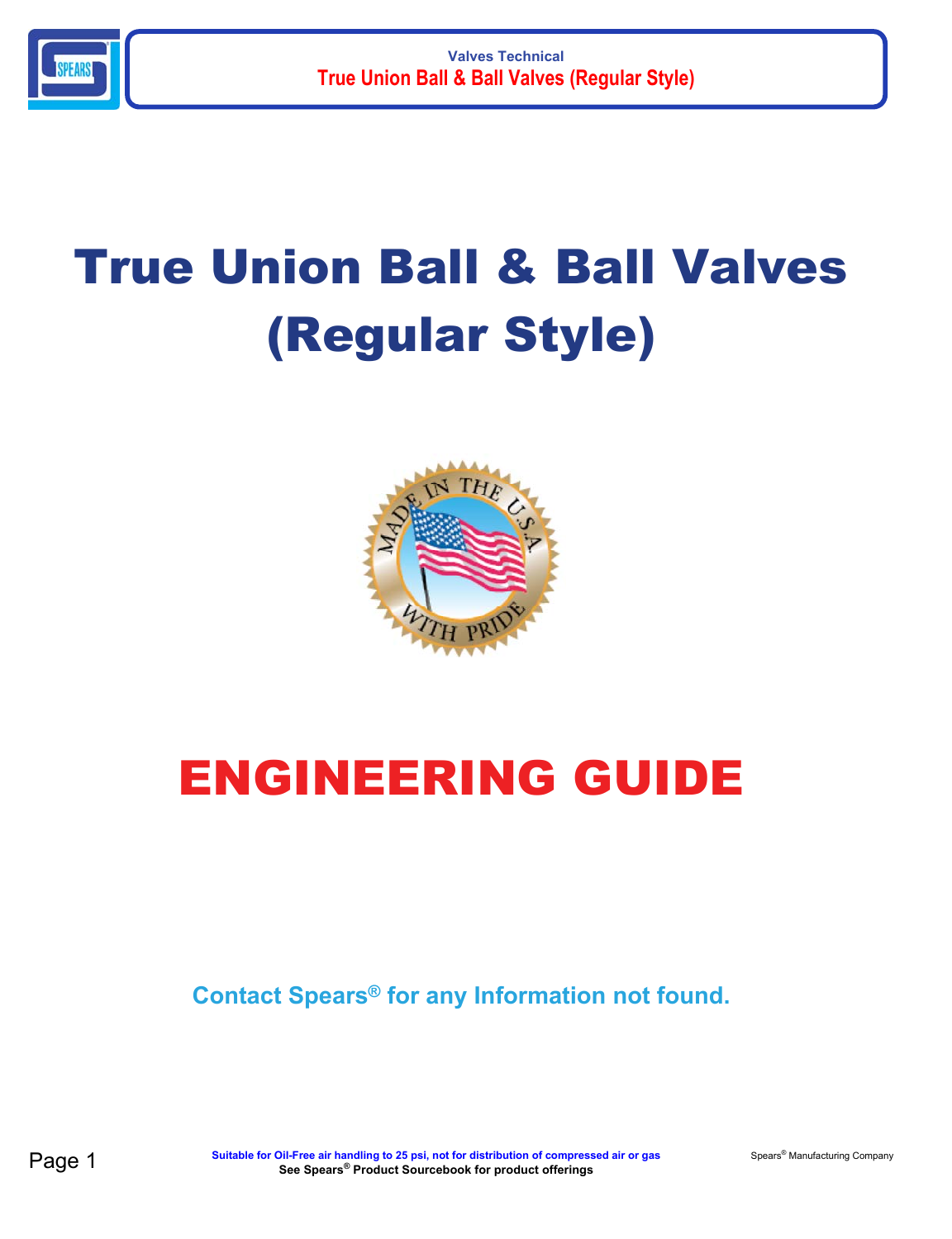# True Union Ball & Ball Valves (Regular Style)

# ENGINEERING GUIDE

Contact Spears® for any Information not found.

Suitable for Oil-Free air handling to 25 psi, not for distribution of compressed air or gas

See Spears® Product Sourcebook for product offerings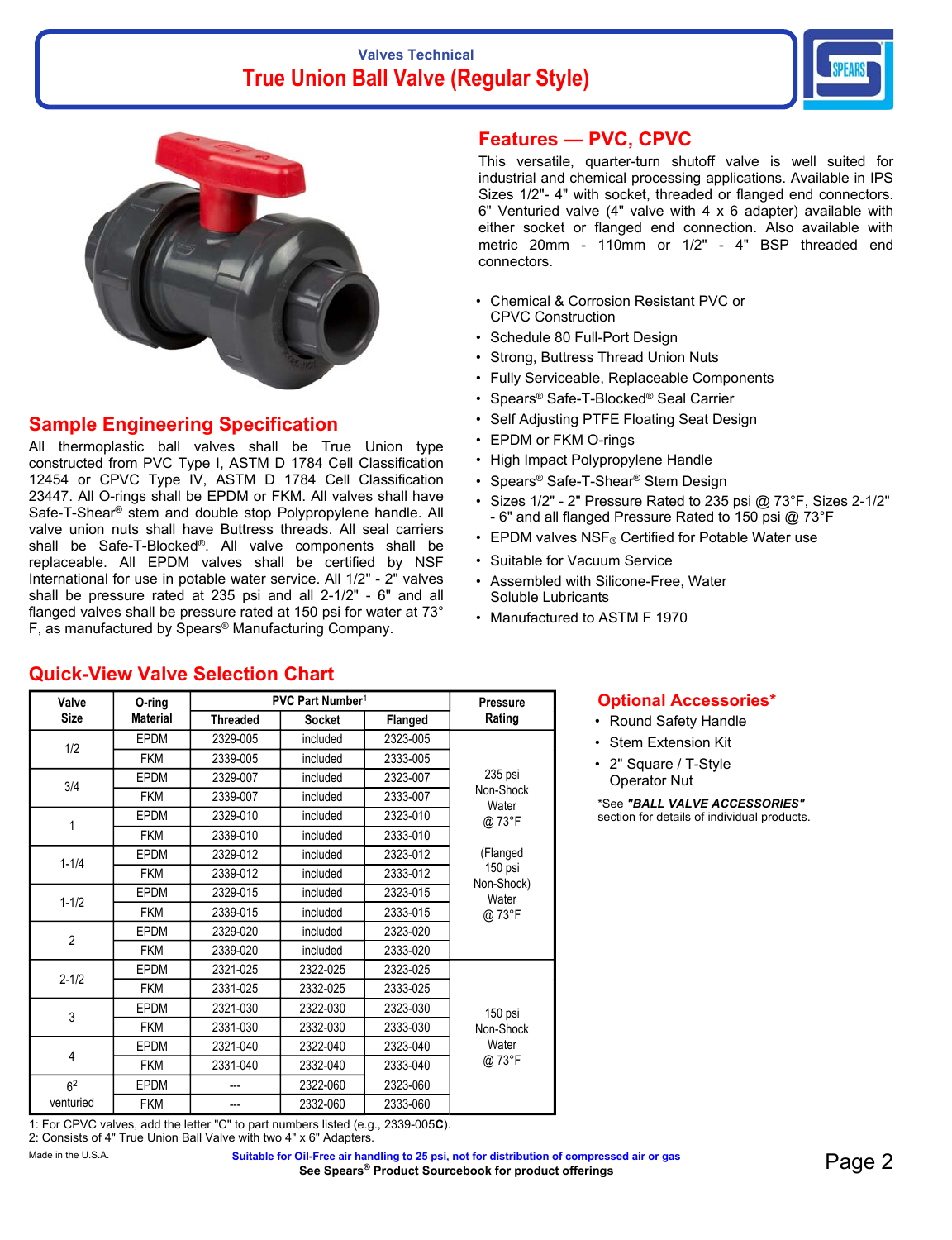Valves Technical

# True Union Ball Valve (Regular Style)

## Features — PVC, CPVC

This versatile, quarter-turn shutoff valve is well suited for industrial and chemical processing applications. Available in IPS Sizes 1/2"- 4" with socket, threaded or flanged end connectors. 6" Venturied valve (4" valve with 4 x 6 adapter) available with either socket or flanged end connection. Also available with metric 20mm - 110mm or 1/2" - 4" BSP threaded end connectors.

- Chemical & Corrosion Resistant PVC or CPVC Construction
- Schedule 80 Full-Port Design
- Strong, Buttress Thread Union Nuts
- Fully Serviceable, Replaceable Components
- Spears® Safe-T-Blocked® Seal Carrier
- Self Adjusting PTFE Floating Seat Design
- EPDM or FKM O-rings
- High Impact Polypropylene Handle
- Spears® Safe-T-Shear® Stem Design
- Sizes 1/2" - 2" Pressure Rated to 235 psi @ 73°F, Sizes 2-1/2" - 6" and all flanged Pressure Rated to 150 psi @ 73°F
- EPDM valves NSF® Certified for Potable Water use
- Suitable for Vacuum Service
- Assembled with Silicone-Free, Water Soluble Lubricants
- Manufactured to ASTM F 1970

## Sample Engineering Specification

All thermoplastic ball valves shall be True Union type constructed from PVC Type I, ASTM D 1784 Cell Classification 12454 or CPVC Type IV, ASTM D 1784 Cell Classification 23447. All O-rings shall be EPDM or FKM. All valves shall have Safe-T-Shear® stem and double stop Polypropylene handle. All valve union nuts shall have Buttress threads. All seal carriers shall be Safe-T-Blocked®. All valve components shall be replaceable. All EPDM valves shall be certified by NSF International for use in potable water service. All 1/2" - 2" valves shall be pressure rated at 235 psi and all 2-1/2" - 6" and all flanged valves shall be pressure rated at 150 psi for water at 73° F, as manufactured by Spears® Manufacturing Company.

## Quick-View Valve Selection Chart

| Valve Size | O-ring Material | PVC Part Number[1] | | | Pressure Rating |
|---|---|---|---|---|---|
| | | Threaded | Socket | Flanged | |
| 1/2 | EPDM | 2329-005 | included | 2323-005 | 235 psi Non-Shock Water @ 73°F (Flanged 150 psi Non-Shock) Water @ 73°F |
| | FKM | 2339-005 | included | 2333-005 | |
| 3/4 | EPDM | 2329-007 | included | 2323-007 | |
| | FKM | 2339-007 | included | 2333-007 | |
| 1 | EPDM | 2329-010 | included | 2323-010 | |
| | FKM | 2339-010 | included | 2333-010 | |
| 1-1/4 | EPDM | 2329-012 | included | 2323-012 | |
| | FKM | 2339-012 | included | 2333-012 | |
| 1-1/2 | EPDM | 2329-015 | included | 2323-015 | |
| | FKM | 2339-015 | included | 2333-015 | |
| 2 | EPDM | 2329-020 | included | 2323-020 | |
| | FKM | 2339-020 | included | 2333-020 | |
| 2-1/2 | EPDM | 2321-025 | 2322-025 | 2323-025 | 150 psi Non-Shock Water @ 73°F |
| | FKM | 2331-025 | 2332-025 | 2333-025 | |
| 3 | EPDM | 2321-030 | 2322-030 | 2323-030 | |
| | FKM | 2331-030 | 2332-030 | 2333-030 | |
| 4 | EPDM | 2321-040 | 2322-040 | 2323-040 | |
| | FKM | 2331-040 | 2332-040 | 2333-040 | |
| 6[2] venturied | EPDM | --- | 2322-060 | 2323-060 | |
| | FKM | --- | 2332-060 | 2333-060 | |

1: For CPVC valves, add the letter "C" to part numbers listed (e.g., 2339-005**C**).
2: Consists of 4" True Union Ball Valve with two 4" x 6" Adapters.

## Optional Accessories*

- Round Safety Handle
- Stem Extension Kit
- 2" Square / T-Style Operator Nut

*See ***"BALL VALVE ACCESSORIES"*** section for details of individual products.

Made in the U.S.A.

**Suitable for Oil-Free air handling to 25 psi, not for distribution of compressed air or gas**

**See Spears® Product Sourcebook for product offerings**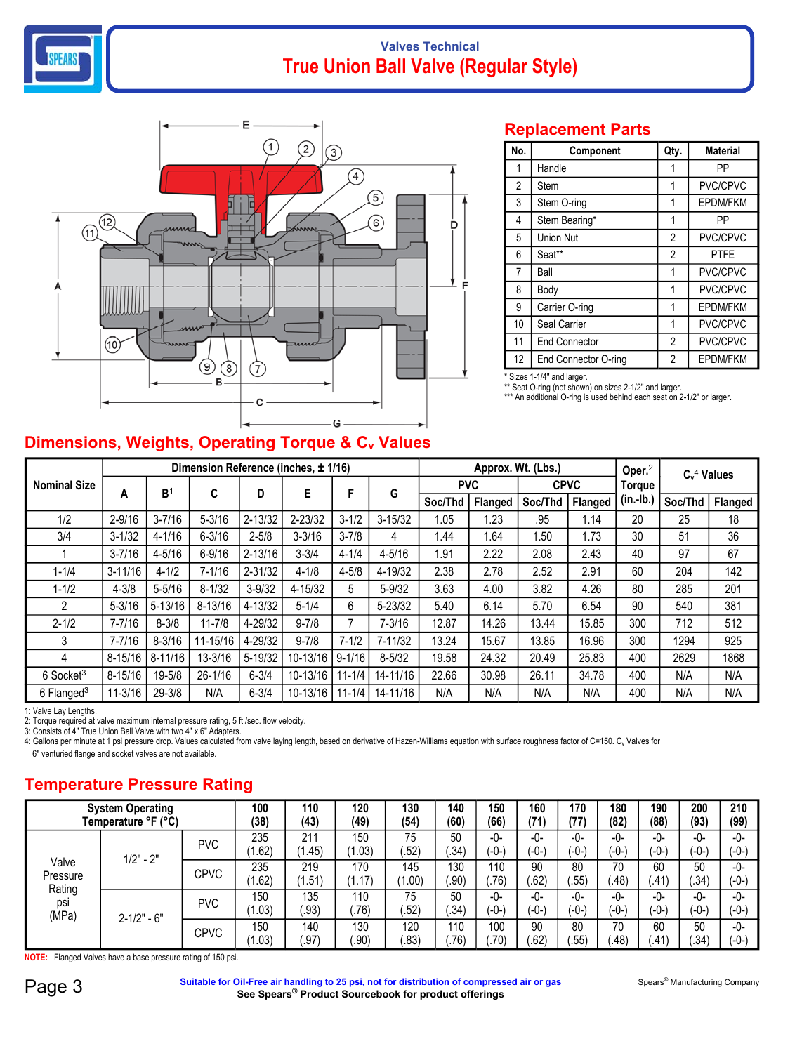Valves Technical

# True Union Ball Valve (Regular Style)

E
1 2 3 4 5 6 12 11 10 9 8 7
A B C D F G

## Replacement Parts

| No. | Component | Qty. | Material |
|---|---|---|---|
| 1 | Handle | 1 | PP |
| 2 | Stem | 1 | PVC/CPVC |
| 3 | Stem O-ring | 1 | EPDM/FKM |
| 4 | Stem Bearing* | 1 | PP |
| 5 | Union Nut | 2 | PVC/CPVC |
| 6 | Seat** | 2 | PTFE |
| 7 | Ball | 1 | PVC/CPVC |
| 8 | Body | 1 | PVC/CPVC |
| 9 | Carrier O-ring | 1 | EPDM/FKM |
| 10 | Seal Carrier | 1 | PVC/CPVC |
| 11 | End Connector | 2 | PVC/CPVC |
| 12 | End Connector O-ring | 2 | EPDM/FKM |

\* Sizes 1-1/4" and larger.
** Seat O-ring (not shown) on sizes 2-1/2" and larger.
*** An additional O-ring is used behind each seat on 2-1/2" or larger.

## Dimensions, Weights, Operating Torque & $C_v$ Values

| Nominal Size | Dimension Reference (inches, ± 1/16) | | | | | | | Approx. Wt. (Lbs.) | | | | Oper.[2] Torque (in.-lb.) | $C_v$[4] Values | |
|---|---|---|---|---|---|---|---|---|---|---|---|---|---|---|
| | | | | | | | | PVC | | CPVC | | | | |
| | A | B[1] | C | D | E | F | G | Soc/Thd | Flanged | Soc/Thd | Flanged | | Soc/Thd | Flanged |
| 1/2 | 2-9/16 | 3-7/16 | 5-3/16 | 2-13/32 | 2-23/32 | 3-1/2 | 3-15/32 | 1.05 | 1.23 | .95 | 1.14 | 20 | 25 | 18 |
| 3/4 | 3-1/32 | 4-1/16 | 6-3/16 | 2-5/8 | 3-3/16 | 3-7/8 | 4 | 1.44 | 1.64 | 1.50 | 1.73 | 30 | 51 | 36 |
| 1 | 3-7/16 | 4-5/16 | 6-9/16 | 2-13/16 | 3-3/4 | 4-1/4 | 4-5/16 | 1.91 | 2.22 | 2.08 | 2.43 | 40 | 97 | 67 |
| 1-1/4 | 3-11/16 | 4-1/2 | 7-1/16 | 2-31/32 | 4-1/8 | 4-5/8 | 4-19/32 | 2.38 | 2.78 | 2.52 | 2.91 | 60 | 204 | 142 |
| 1-1/2 | 4-3/8 | 5-5/16 | 8-1/32 | 3-9/32 | 4-15/32 | 5 | 5-9/32 | 3.63 | 4.00 | 3.82 | 4.26 | 80 | 285 | 201 |
| 2 | 5-3/16 | 5-13/16 | 8-13/16 | 4-13/32 | 5-1/4 | 6 | 5-23/32 | 5.40 | 6.14 | 5.70 | 6.54 | 90 | 540 | 381 |
| 2-1/2 | 7-7/16 | 8-3/8 | 11-7/8 | 4-29/32 | 9-7/8 | 7 | 7-3/16 | 12.87 | 14.26 | 13.44 | 15.85 | 300 | 712 | 512 |
| 3 | 7-7/16 | 8-3/16 | 11-15/16 | 4-29/32 | 9-7/8 | 7-1/2 | 7-11/32 | 13.24 | 15.67 | 13.85 | 16.96 | 300 | 1294 | 925 |
| 4 | 8-15/16 | 8-11/16 | 13-3/16 | 5-19/32 | 10-13/16 | 9-1/16 | 8-5/32 | 19.58 | 24.32 | 20.49 | 25.83 | 400 | 2629 | 1868 |
| 6 Socket[3] | 8-15/16 | 19-5/8 | 26-1/16 | 6-3/4 | 10-13/16 | 11-1/4 | 14-11/16 | 22.66 | 30.98 | 26.11 | 34.78 | 400 | N/A | N/A |
| 6 Flanged[3] | 11-3/16 | 29-3/8 | N/A | 6-3/4 | 10-13/16 | 11-1/4 | 14-11/16 | N/A | N/A | N/A | N/A | 400 | N/A | N/A |

1: Valve Lay Lengths.
2: Torque required at valve maximum internal pressure rating, 5 ft./sec. flow velocity.
3: Consists of 4" True Union Ball Valve with two 4" x 6" Adapters.
4: Gallons per minute at 1 psi pressure drop. Values calculated from valve laying length, based on derivative of Hazen-Williams equation with surface roughness factor of C=150. $C_v$ Valves for 6" venturied flange and socket valves are not available.

## Temperature Pressure Rating

| System Operating Temperature °F (°C) | | | 100 (38) | 110 (43) | 120 (49) | 130 (54) | 140 (60) | 150 (66) | 160 (71) | 170 (77) | 180 (82) | 190 (88) | 200 (93) | 210 (99) |
|---|---|---|---|---|---|---|---|---|---|---|---|---|---|---|
| Valve Pressure Rating psi (MPa) | 1/2" - 2" | PVC | 235 (1.62) | 211 (1.45) | 150 (1.03) | 75 (.52) | 50 (.34) | -0- (-0-) | -0- (-0-) | -0- (-0-) | -0- (-0-) | -0- (-0-) | -0- (-0-) | -0- (-0-) |
| | | CPVC | 235 (1.62) | 219 (1.51) | 170 (1.17) | 145 (1.00) | 130 (.90) | 110 (.76) | 90 (.62) | 80 (.55) | 70 (.48) | 60 (.41) | 50 (.34) | -0- (-0-) |
| | 2-1/2" - 6" | PVC | 150 (1.03) | 135 (.93) | 110 (.76) | 75 (.52) | 50 (.34) | -0- (-0-) | -0- (-0-) | -0- (-0-) | -0- (-0-) | -0- (-0-) | -0- (-0-) | -0- (-0-) |
| | | CPVC | 150 (1.03) | 140 (.97) | 130 (.90) | 120 (.83) | 110 (.76) | 100 (.70) | 90 (.62) | 80 (.55) | 70 (.48) | 60 (.41) | 50 (.34) | -0- (-0-) |

**NOTE:** Flanged Valves have a base pressure rating of 150 psi.

**Suitable for Oil-Free air handling to 25 psi, not for distribution of compressed air or gas**
**See Spears® Product Sourcebook for product offerings**

Spears® Manufacturing Company